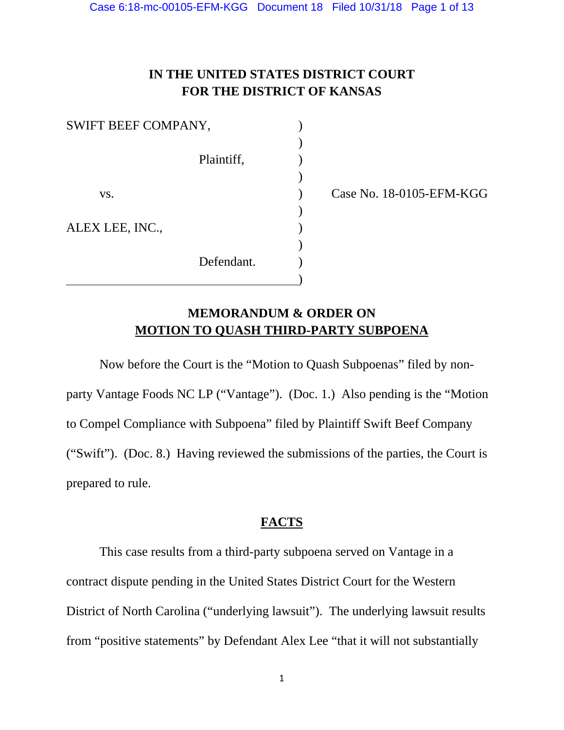# IN THE UNITED STATES DISTRICT COURT
# FOR THE DISTRICT OF KANSAS

SWIFT BEEF COMPANY,

Plaintiff,

vs.

ALEX LEE, INC.,

Defendant.

Case No. 18-0105-EFM-KGG

## MEMORANDUM & ORDER ON MOTION TO QUASH THIRD-PARTY SUBPOENA

Now before the Court is the "Motion to Quash Subpoenas" filed by non-party Vantage Foods NC LP ("Vantage"). (Doc. 1.) Also pending is the "Motion to Compel Compliance with Subpoena" filed by Plaintiff Swift Beef Company ("Swift"). (Doc. 8.) Having reviewed the submissions of the parties, the Court is prepared to rule.

## FACTS

This case results from a third-party subpoena served on Vantage in a contract dispute pending in the United States District Court for the Western District of North Carolina ("underlying lawsuit"). The underlying lawsuit results from "positive statements" by Defendant Alex Lee "that it will not substantially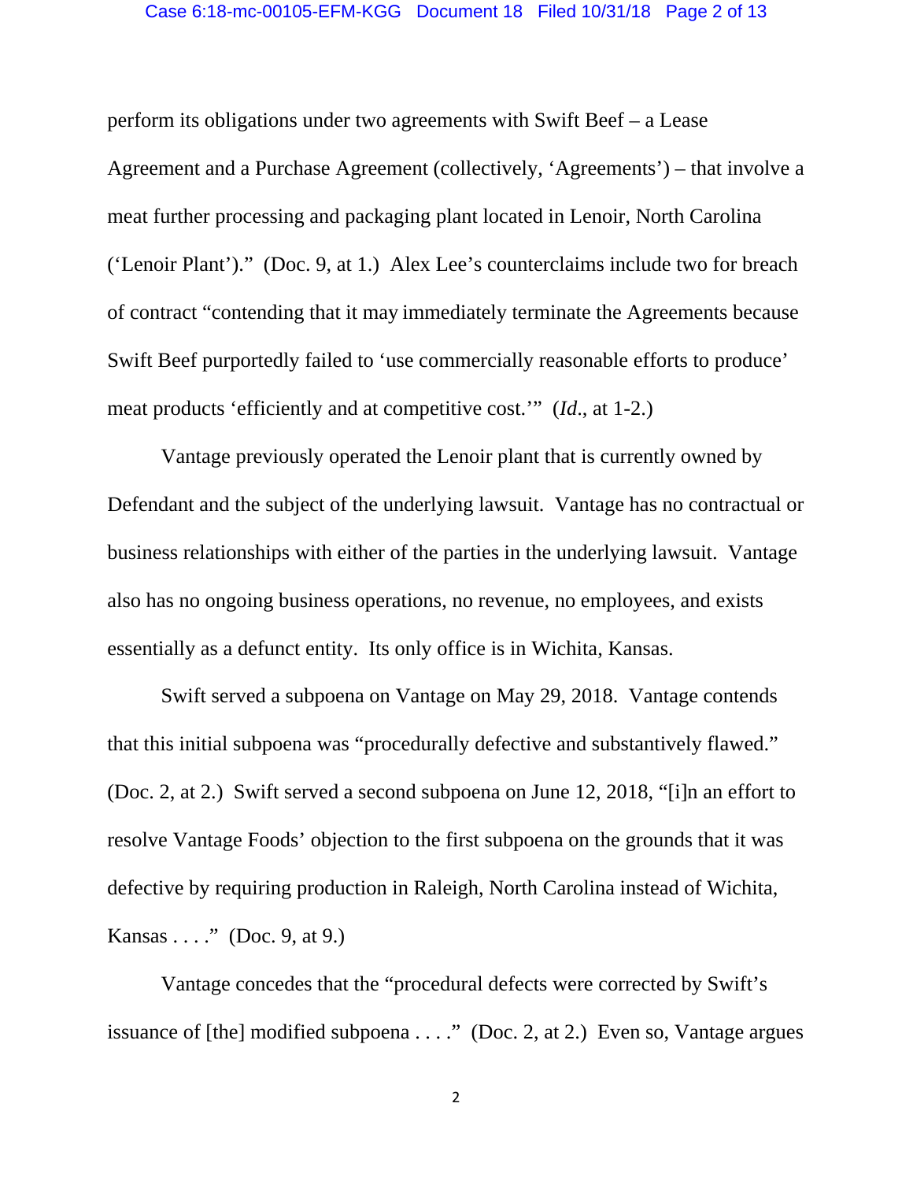perform its obligations under two agreements with Swift Beef – a Lease Agreement and a Purchase Agreement (collectively, 'Agreements') – that involve a meat further processing and packaging plant located in Lenoir, North Carolina ('Lenoir Plant')." (Doc. 9, at 1.) Alex Lee's counterclaims include two for breach of contract "contending that it may immediately terminate the Agreements because Swift Beef purportedly failed to 'use commercially reasonable efforts to produce' meat products 'efficiently and at competitive cost.'" (*Id*., at 1-2.)

Vantage previously operated the Lenoir plant that is currently owned by Defendant and the subject of the underlying lawsuit. Vantage has no contractual or business relationships with either of the parties in the underlying lawsuit. Vantage also has no ongoing business operations, no revenue, no employees, and exists essentially as a defunct entity. Its only office is in Wichita, Kansas.

Swift served a subpoena on Vantage on May 29, 2018. Vantage contends that this initial subpoena was "procedurally defective and substantively flawed." (Doc. 2, at 2.) Swift served a second subpoena on June 12, 2018, "[i]n an effort to resolve Vantage Foods' objection to the first subpoena on the grounds that it was defective by requiring production in Raleigh, North Carolina instead of Wichita, Kansas . . . ." (Doc. 9, at 9.)

Vantage concedes that the "procedural defects were corrected by Swift's issuance of [the] modified subpoena . . . ." (Doc. 2, at 2.) Even so, Vantage argues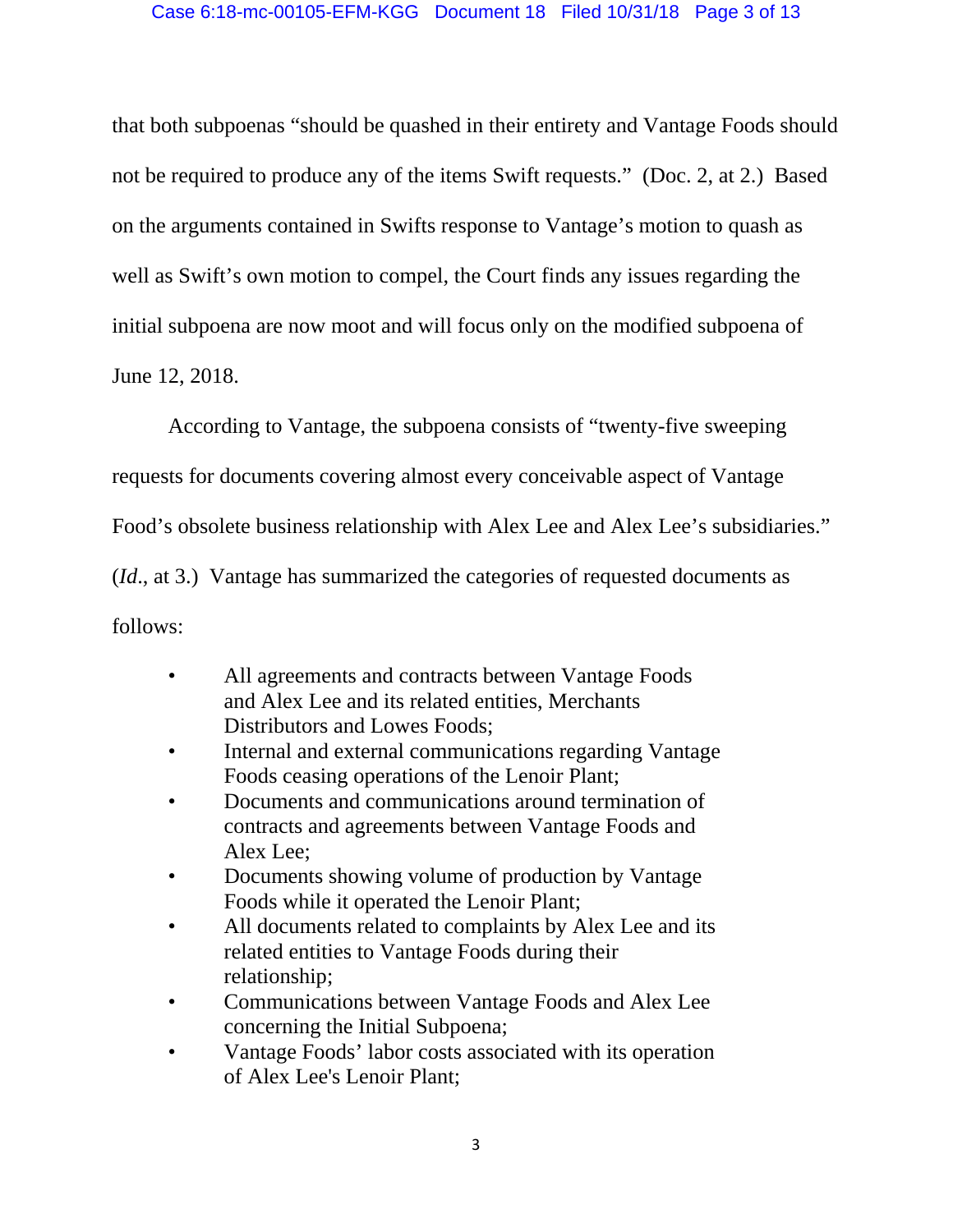that both subpoenas "should be quashed in their entirety and Vantage Foods should not be required to produce any of the items Swift requests." (Doc. 2, at 2.) Based on the arguments contained in Swifts response to Vantage's motion to quash as well as Swift's own motion to compel, the Court finds any issues regarding the initial subpoena are now moot and will focus only on the modified subpoena of June 12, 2018.

According to Vantage, the subpoena consists of "twenty-five sweeping requests for documents covering almost every conceivable aspect of Vantage Food's obsolete business relationship with Alex Lee and Alex Lee's subsidiaries." (*Id*., at 3.) Vantage has summarized the categories of requested documents as follows:

- All agreements and contracts between Vantage Foods and Alex Lee and its related entities, Merchants Distributors and Lowes Foods;
- Internal and external communications regarding Vantage Foods ceasing operations of the Lenoir Plant;
- Documents and communications around termination of contracts and agreements between Vantage Foods and Alex Lee;
- Documents showing volume of production by Vantage Foods while it operated the Lenoir Plant;
- All documents related to complaints by Alex Lee and its related entities to Vantage Foods during their relationship;
- Communications between Vantage Foods and Alex Lee concerning the Initial Subpoena;
- Vantage Foods' labor costs associated with its operation of Alex Lee's Lenoir Plant;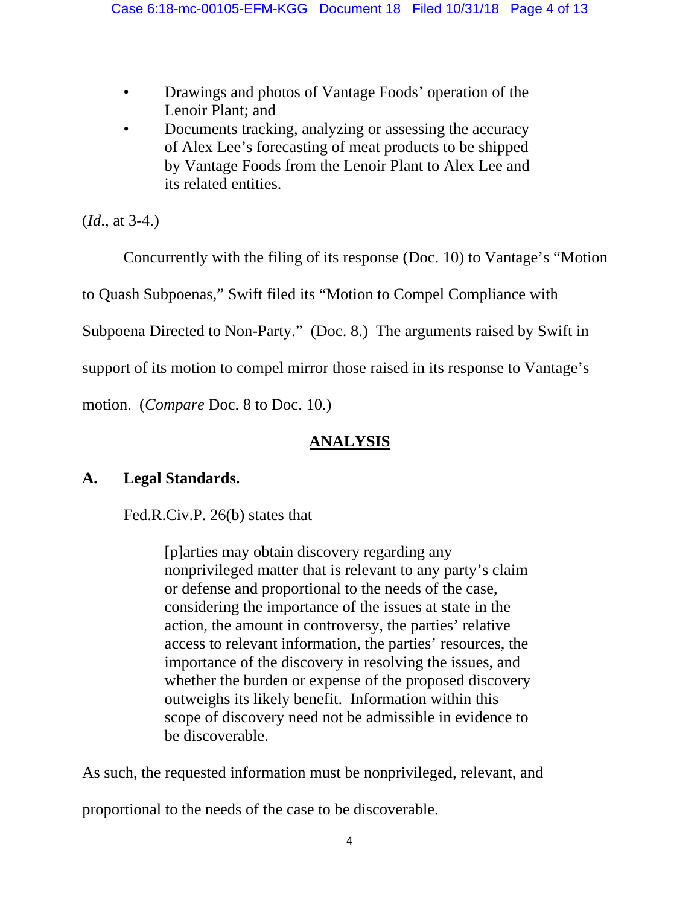- Drawings and photos of Vantage Foods' operation of the Lenoir Plant; and
- Documents tracking, analyzing or assessing the accuracy of Alex Lee's forecasting of meat products to be shipped by Vantage Foods from the Lenoir Plant to Alex Lee and its related entities.

(*Id*., at 3-4.)

Concurrently with the filing of its response (Doc. 10) to Vantage's "Motion to Quash Subpoenas," Swift filed its "Motion to Compel Compliance with Subpoena Directed to Non-Party." (Doc. 8.) The arguments raised by Swift in support of its motion to compel mirror those raised in its response to Vantage's motion. (*Compare* Doc. 8 to Doc. 10.)

## ANALYSIS

### A. Legal Standards.

Fed.R.Civ.P. 26(b) states that

> [p]arties may obtain discovery regarding any nonprivileged matter that is relevant to any party's claim or defense and proportional to the needs of the case, considering the importance of the issues at state in the action, the amount in controversy, the parties' relative access to relevant information, the parties' resources, the importance of the discovery in resolving the issues, and whether the burden or expense of the proposed discovery outweighs its likely benefit. Information within this scope of discovery need not be admissible in evidence to be discoverable.

As such, the requested information must be nonprivileged, relevant, and proportional to the needs of the case to be discoverable.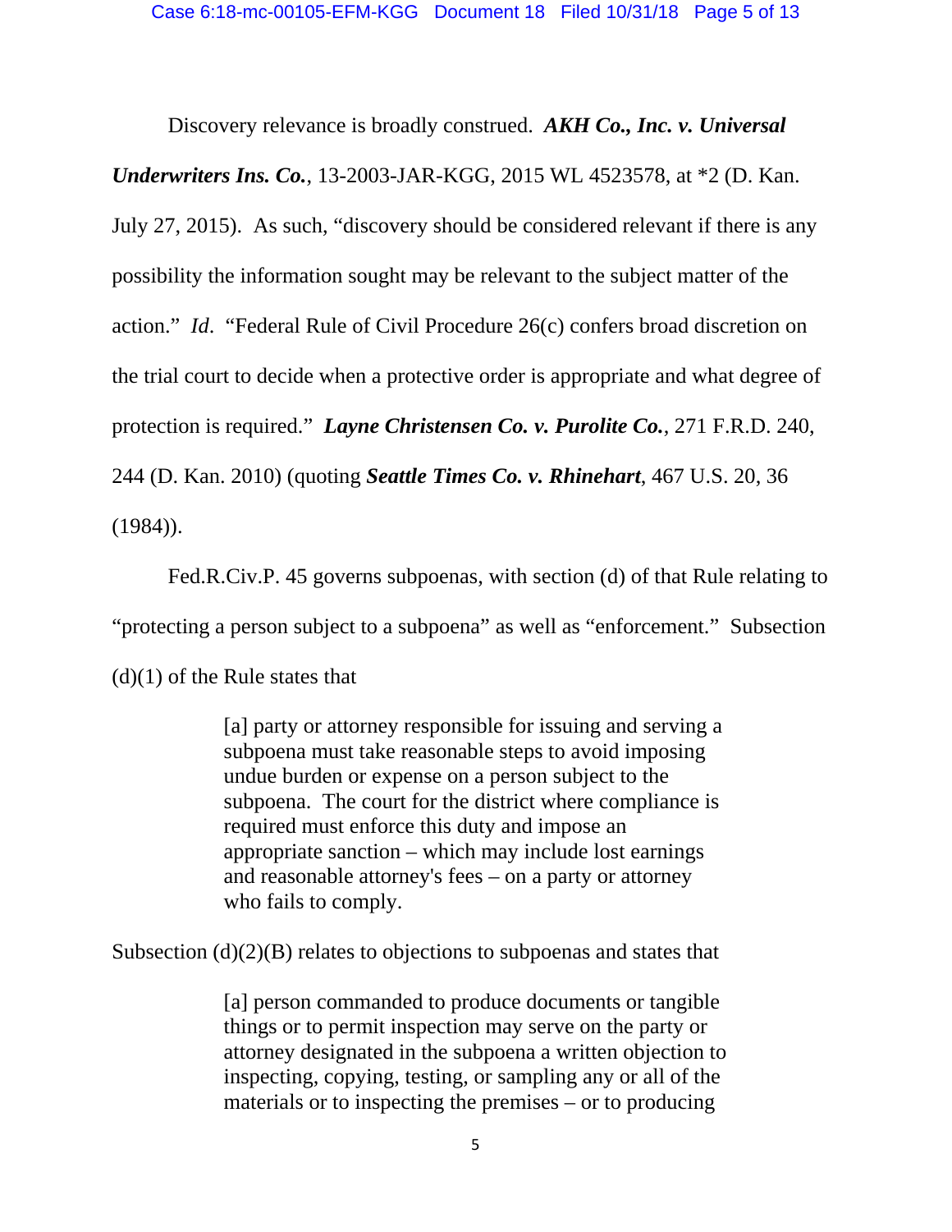Discovery relevance is broadly construed. ***AKH Co., Inc. v. Universal Underwriters Ins. Co.***, 13-2003-JAR-KGG, 2015 WL 4523578, at *2 (D. Kan. July 27, 2015). As such, "discovery should be considered relevant if there is any possibility the information sought may be relevant to the subject matter of the action." *Id*. "Federal Rule of Civil Procedure 26(c) confers broad discretion on the trial court to decide when a protective order is appropriate and what degree of protection is required." ***Layne Christensen Co. v. Purolite Co.***, 271 F.R.D. 240, 244 (D. Kan. 2010) (quoting ***Seattle Times Co. v. Rhinehart***, 467 U.S. 20, 36 (1984)).

Fed.R.Civ.P. 45 governs subpoenas, with section (d) of that Rule relating to "protecting a person subject to a subpoena" as well as "enforcement." Subsection (d)(1) of the Rule states that

> [a] party or attorney responsible for issuing and serving a subpoena must take reasonable steps to avoid imposing undue burden or expense on a person subject to the subpoena. The court for the district where compliance is required must enforce this duty and impose an appropriate sanction – which may include lost earnings and reasonable attorney's fees – on a party or attorney who fails to comply.

Subsection (d)(2)(B) relates to objections to subpoenas and states that

> [a] person commanded to produce documents or tangible things or to permit inspection may serve on the party or attorney designated in the subpoena a written objection to inspecting, copying, testing, or sampling any or all of the materials or to inspecting the premises – or to producing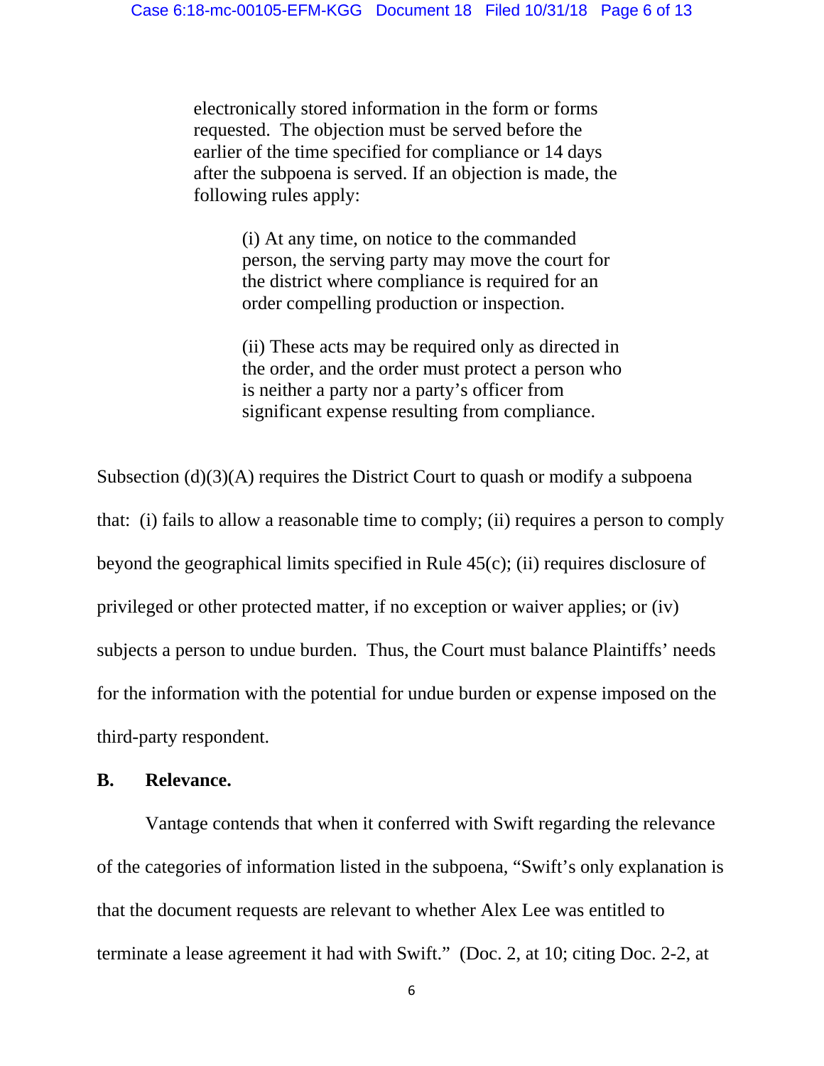> electronically stored information in the form or forms requested. The objection must be served before the earlier of the time specified for compliance or 14 days after the subpoena is served. If an objection is made, the following rules apply:
>
> > (i) At any time, on notice to the commanded person, the serving party may move the court for the district where compliance is required for an order compelling production or inspection.
> >
> > (ii) These acts may be required only as directed in the order, and the order must protect a person who is neither a party nor a party's officer from significant expense resulting from compliance.

Subsection (d)(3)(A) requires the District Court to quash or modify a subpoena that: (i) fails to allow a reasonable time to comply; (ii) requires a person to comply beyond the geographical limits specified in Rule 45(c); (ii) requires disclosure of privileged or other protected matter, if no exception or waiver applies; or (iv) subjects a person to undue burden. Thus, the Court must balance Plaintiffs' needs for the information with the potential for undue burden or expense imposed on the third-party respondent.

**B. Relevance.**

Vantage contends that when it conferred with Swift regarding the relevance of the categories of information listed in the subpoena, "Swift's only explanation is that the document requests are relevant to whether Alex Lee was entitled to terminate a lease agreement it had with Swift." (Doc. 2, at 10; citing Doc. 2-2, at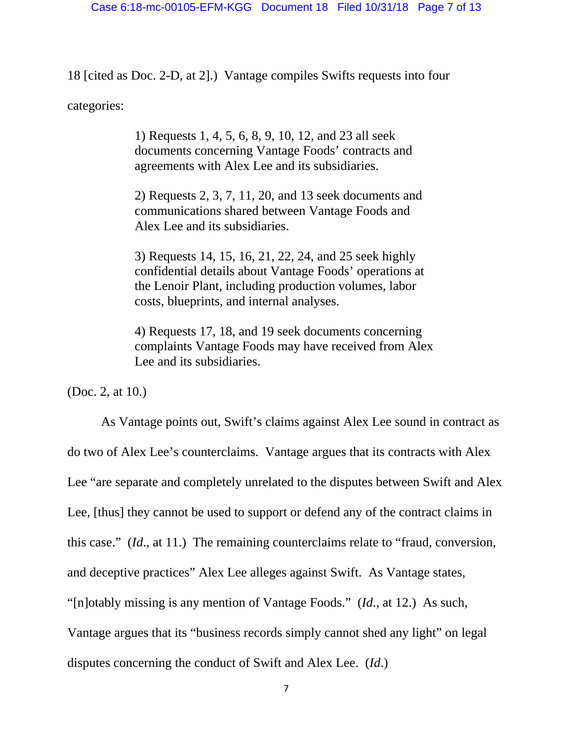18 [cited as Doc. 2-D, at 2].) Vantage compiles Swifts requests into four categories:

> 1) Requests 1, 4, 5, 6, 8, 9, 10, 12, and 23 all seek documents concerning Vantage Foods' contracts and agreements with Alex Lee and its subsidiaries.
>
> 2) Requests 2, 3, 7, 11, 20, and 13 seek documents and communications shared between Vantage Foods and Alex Lee and its subsidiaries.
>
> 3) Requests 14, 15, 16, 21, 22, 24, and 25 seek highly confidential details about Vantage Foods' operations at the Lenoir Plant, including production volumes, labor costs, blueprints, and internal analyses.
>
> 4) Requests 17, 18, and 19 seek documents concerning complaints Vantage Foods may have received from Alex Lee and its subsidiaries.

(Doc. 2, at 10.)

As Vantage points out, Swift's claims against Alex Lee sound in contract as do two of Alex Lee's counterclaims. Vantage argues that its contracts with Alex Lee "are separate and completely unrelated to the disputes between Swift and Alex Lee, [thus] they cannot be used to support or defend any of the contract claims in this case." (*Id*., at 11.) The remaining counterclaims relate to "fraud, conversion, and deceptive practices" Alex Lee alleges against Swift. As Vantage states, "[n]otably missing is any mention of Vantage Foods." (*Id*., at 12.) As such, Vantage argues that its "business records simply cannot shed any light" on legal disputes concerning the conduct of Swift and Alex Lee. (*Id*.)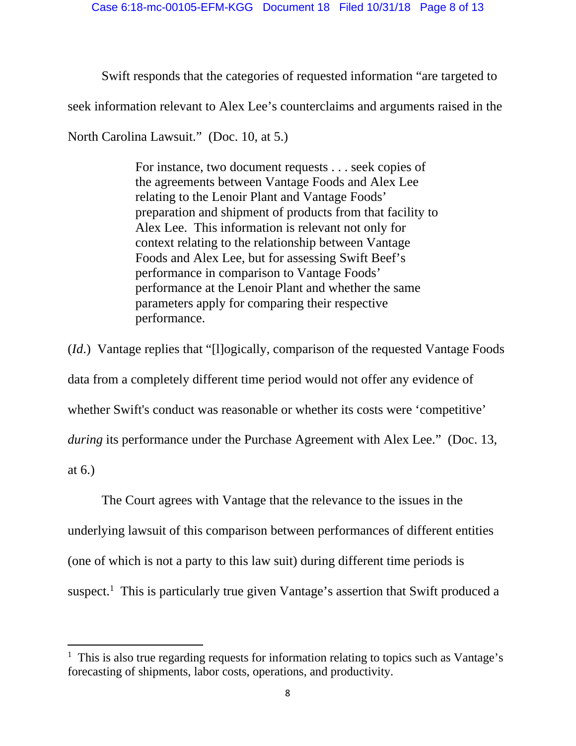Swift responds that the categories of requested information "are targeted to seek information relevant to Alex Lee's counterclaims and arguments raised in the North Carolina Lawsuit." (Doc. 10, at 5.)

> For instance, two document requests . . . seek copies of the agreements between Vantage Foods and Alex Lee relating to the Lenoir Plant and Vantage Foods' preparation and shipment of products from that facility to Alex Lee. This information is relevant not only for context relating to the relationship between Vantage Foods and Alex Lee, but for assessing Swift Beef's performance in comparison to Vantage Foods' performance at the Lenoir Plant and whether the same parameters apply for comparing their respective performance.

(*Id.*) Vantage replies that "[l]ogically, comparison of the requested Vantage Foods data from a completely different time period would not offer any evidence of whether Swift's conduct was reasonable or whether its costs were 'competitive' *during* its performance under the Purchase Agreement with Alex Lee." (Doc. 13, at 6.)

The Court agrees with Vantage that the relevance to the issues in the underlying lawsuit of this comparison between performances of different entities (one of which is not a party to this law suit) during different time periods is suspect.[1] This is particularly true given Vantage's assertion that Swift produced a

---

[1] This is also true regarding requests for information relating to topics such as Vantage's forecasting of shipments, labor costs, operations, and productivity.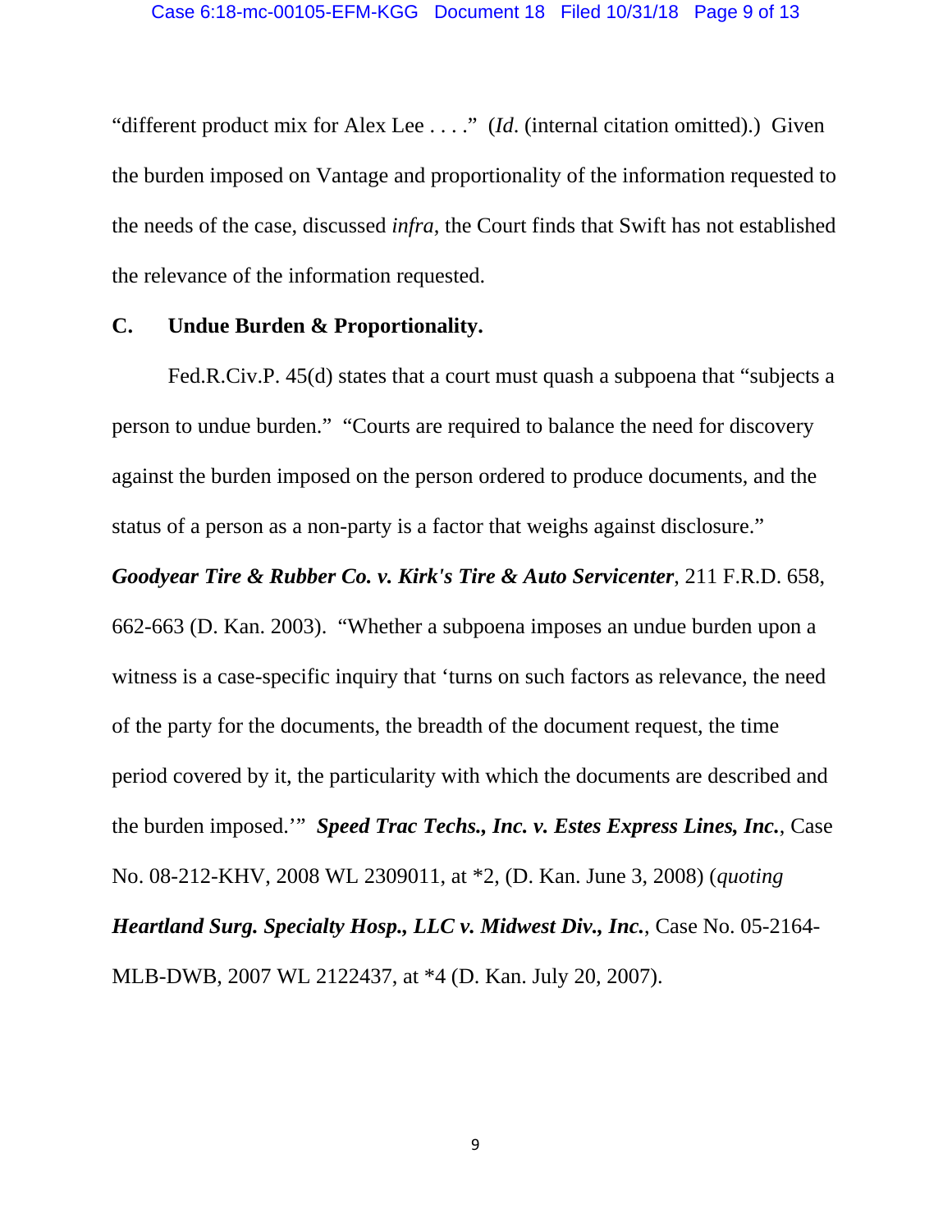"different product mix for Alex Lee . . . ." (*Id*. (internal citation omitted).) Given the burden imposed on Vantage and proportionality of the information requested to the needs of the case, discussed *infra*, the Court finds that Swift has not established the relevance of the information requested.

**C. Undue Burden & Proportionality.**

Fed.R.Civ.P. 45(d) states that a court must quash a subpoena that "subjects a person to undue burden." "Courts are required to balance the need for discovery against the burden imposed on the person ordered to produce documents, and the status of a person as a non-party is a factor that weighs against disclosure." ***Goodyear Tire & Rubber Co. v. Kirk's Tire & Auto Servicenter***, 211 F.R.D. 658, 662-663 (D. Kan. 2003). "Whether a subpoena imposes an undue burden upon a witness is a case-specific inquiry that 'turns on such factors as relevance, the need of the party for the documents, the breadth of the document request, the time period covered by it, the particularity with which the documents are described and the burden imposed.'" ***Speed Trac Techs., Inc. v. Estes Express Lines, Inc.***, Case No. 08-212-KHV, 2008 WL 2309011, at *2, (D. Kan. June 3, 2008) (*quoting* ***Heartland Surg. Specialty Hosp., LLC v. Midwest Div., Inc.***, Case No. 05-2164-MLB-DWB, 2007 WL 2122437, at *4 (D. Kan. July 20, 2007).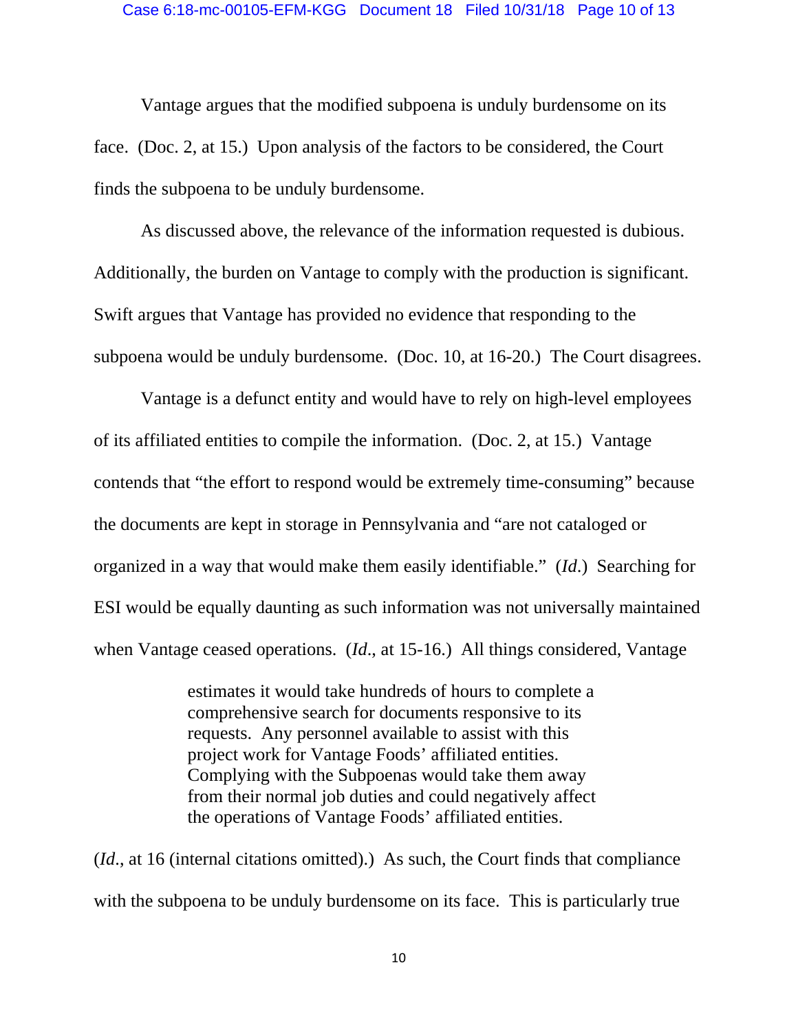Vantage argues that the modified subpoena is unduly burdensome on its face. (Doc. 2, at 15.) Upon analysis of the factors to be considered, the Court finds the subpoena to be unduly burdensome.

As discussed above, the relevance of the information requested is dubious. Additionally, the burden on Vantage to comply with the production is significant. Swift argues that Vantage has provided no evidence that responding to the subpoena would be unduly burdensome. (Doc. 10, at 16-20.) The Court disagrees.

Vantage is a defunct entity and would have to rely on high-level employees of its affiliated entities to compile the information. (Doc. 2, at 15.) Vantage contends that "the effort to respond would be extremely time-consuming" because the documents are kept in storage in Pennsylvania and "are not cataloged or organized in a way that would make them easily identifiable." (*Id*.) Searching for ESI would be equally daunting as such information was not universally maintained when Vantage ceased operations. (*Id*., at 15-16.) All things considered, Vantage

> estimates it would take hundreds of hours to complete a comprehensive search for documents responsive to its requests. Any personnel available to assist with this project work for Vantage Foods' affiliated entities. Complying with the Subpoenas would take them away from their normal job duties and could negatively affect the operations of Vantage Foods' affiliated entities.

(*Id*., at 16 (internal citations omitted).) As such, the Court finds that compliance with the subpoena to be unduly burdensome on its face. This is particularly true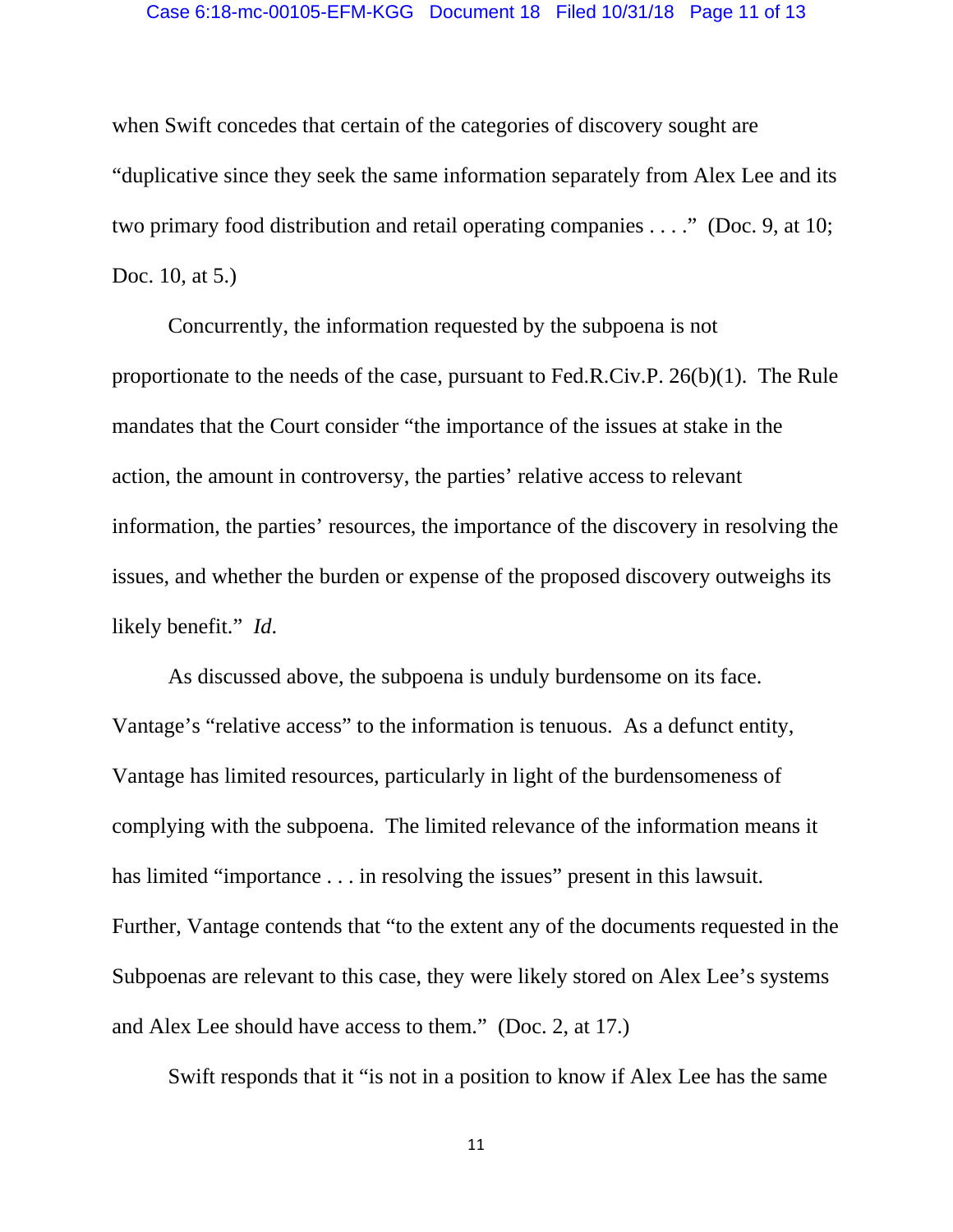when Swift concedes that certain of the categories of discovery sought are "duplicative since they seek the same information separately from Alex Lee and its two primary food distribution and retail operating companies . . . ." (Doc. 9, at 10; Doc. 10, at 5.)

Concurrently, the information requested by the subpoena is not proportionate to the needs of the case, pursuant to Fed.R.Civ.P. 26(b)(1). The Rule mandates that the Court consider "the importance of the issues at stake in the action, the amount in controversy, the parties' relative access to relevant information, the parties' resources, the importance of the discovery in resolving the issues, and whether the burden or expense of the proposed discovery outweighs its likely benefit." *Id*.

As discussed above, the subpoena is unduly burdensome on its face. Vantage's "relative access" to the information is tenuous. As a defunct entity, Vantage has limited resources, particularly in light of the burdensomeness of complying with the subpoena. The limited relevance of the information means it has limited "importance . . . in resolving the issues" present in this lawsuit. Further, Vantage contends that "to the extent any of the documents requested in the Subpoenas are relevant to this case, they were likely stored on Alex Lee's systems and Alex Lee should have access to them." (Doc. 2, at 17.)

Swift responds that it "is not in a position to know if Alex Lee has the same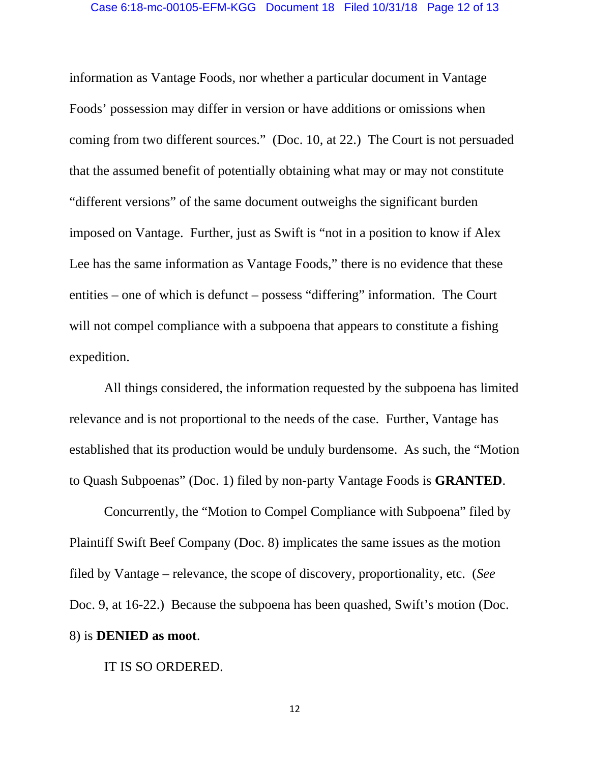information as Vantage Foods, nor whether a particular document in Vantage Foods' possession may differ in version or have additions or omissions when coming from two different sources." (Doc. 10, at 22.) The Court is not persuaded that the assumed benefit of potentially obtaining what may or may not constitute "different versions" of the same document outweighs the significant burden imposed on Vantage. Further, just as Swift is "not in a position to know if Alex Lee has the same information as Vantage Foods," there is no evidence that these entities – one of which is defunct – possess "differing" information. The Court will not compel compliance with a subpoena that appears to constitute a fishing expedition.

All things considered, the information requested by the subpoena has limited relevance and is not proportional to the needs of the case. Further, Vantage has established that its production would be unduly burdensome. As such, the "Motion to Quash Subpoenas" (Doc. 1) filed by non-party Vantage Foods is **GRANTED**.

Concurrently, the "Motion to Compel Compliance with Subpoena" filed by Plaintiff Swift Beef Company (Doc. 8) implicates the same issues as the motion filed by Vantage – relevance, the scope of discovery, proportionality, etc. (*See* Doc. 9, at 16-22.) Because the subpoena has been quashed, Swift's motion (Doc. 8) is **DENIED as moot**.

IT IS SO ORDERED.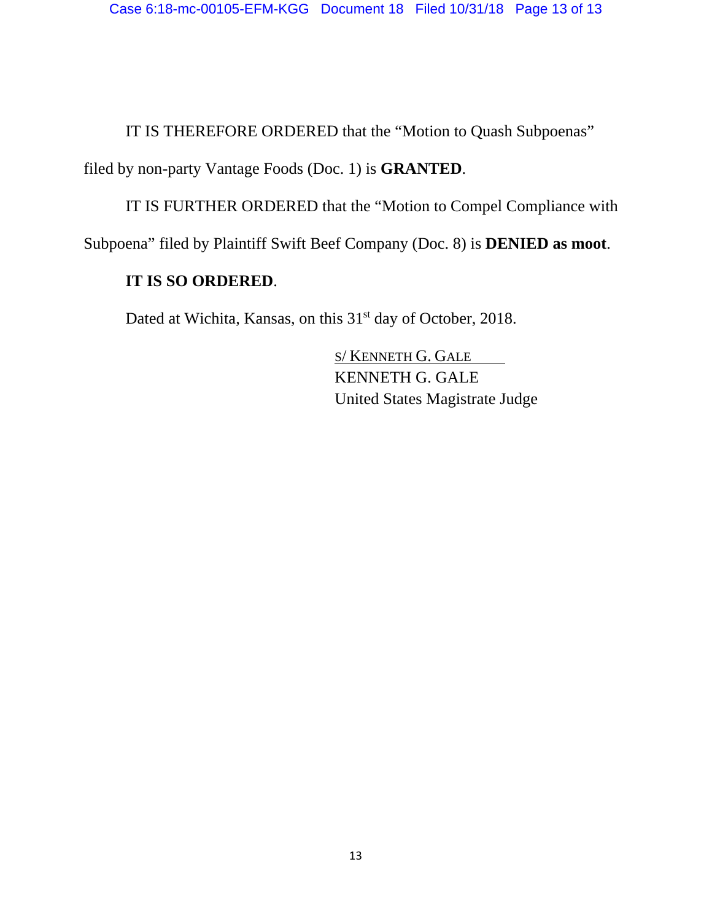IT IS THEREFORE ORDERED that the "Motion to Quash Subpoenas" filed by non-party Vantage Foods (Doc. 1) is **GRANTED**.

IT IS FURTHER ORDERED that the "Motion to Compel Compliance with Subpoena" filed by Plaintiff Swift Beef Company (Doc. 8) is **DENIED as moot**.

**IT IS SO ORDERED**.

Dated at Wichita, Kansas, on this 31st day of October, 2018.

S/ KENNETH G. GALE
KENNETH G. GALE
United States Magistrate Judge